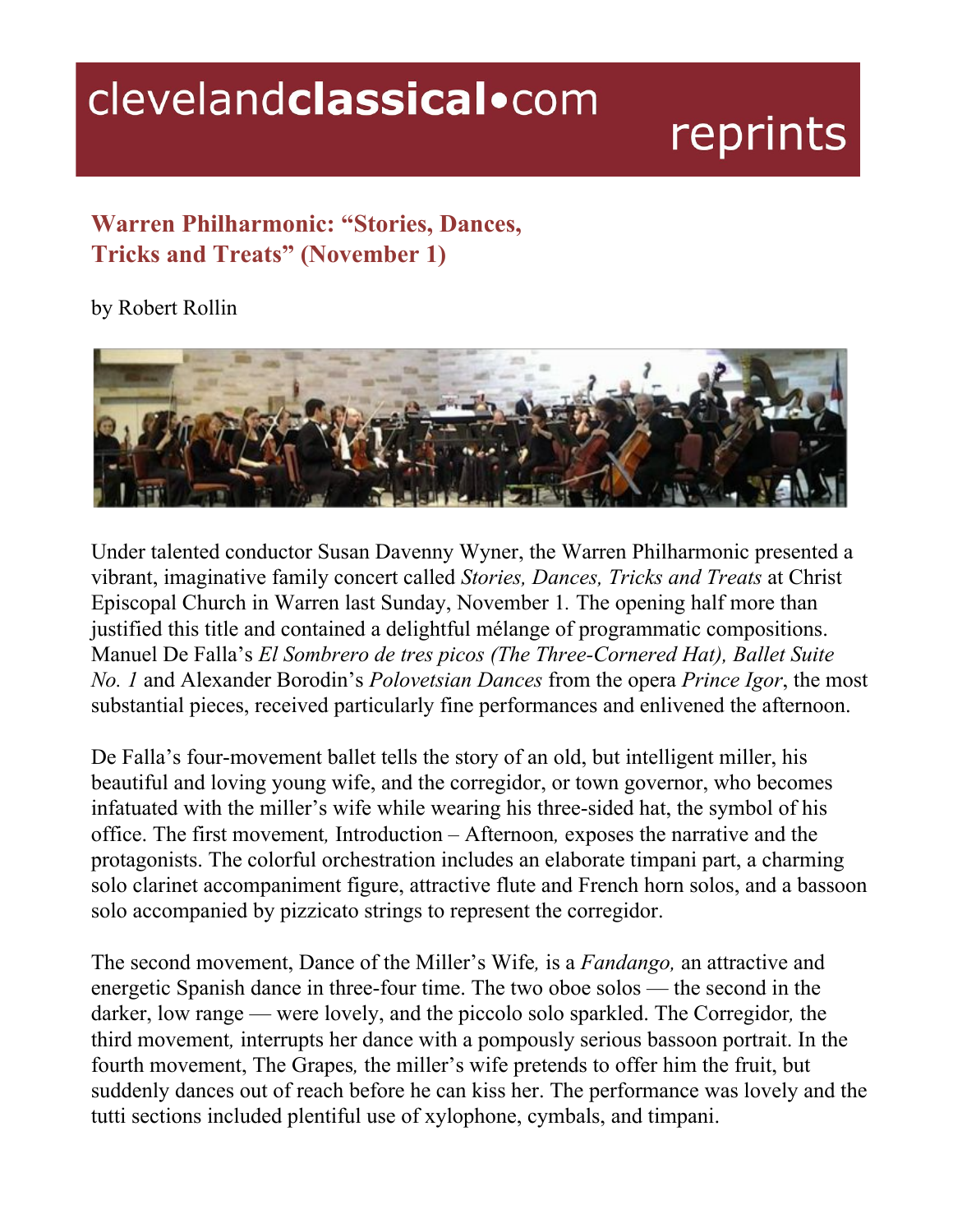# Warren Philharmonic: "Stories, Dances, Tricks and Treats" (November 1)

by Robert Rollin

Under talented conductor Susan Davenny Wyner, the Warren Philharmonic presented a vibrant, imaginative family concert called *Stories, Dances, Tricks and Treats* at Christ Episcopal Church in Warren last Sunday, November 1. The opening half more than justified this title and contained a delightful mélange of programmatic compositions. Manuel De Falla's *El Sombrero de tres picos (The Three-Cornered Hat), Ballet Suite No. 1* and Alexander Borodin's *Polovetsian Dances* from the opera *Prince Igor*, the most substantial pieces, received particularly fine performances and enlivened the afternoon.

De Falla's four-movement ballet tells the story of an old, but intelligent miller, his beautiful and loving young wife, and the corregidor, or town governor, who becomes infatuated with the miller's wife while wearing his three-sided hat, the symbol of his office. The first movement, Introduction – Afternoon, exposes the narrative and the protagonists. The colorful orchestration includes an elaborate timpani part, a charming solo clarinet accompaniment figure, attractive flute and French horn solos, and a bassoon solo accompanied by pizzicato strings to represent the corregidor.

The second movement, Dance of the Miller's Wife, is a *Fandango,* an attractive and energetic Spanish dance in three-four time. The two oboe solos — the second in the darker, low range — were lovely, and the piccolo solo sparkled. The Corregidor, the third movement, interrupts her dance with a pompously serious bassoon portrait. In the fourth movement, The Grapes, the miller's wife pretends to offer him the fruit, but suddenly dances out of reach before he can kiss her. The performance was lovely and the tutti sections included plentiful use of xylophone, cymbals, and timpani.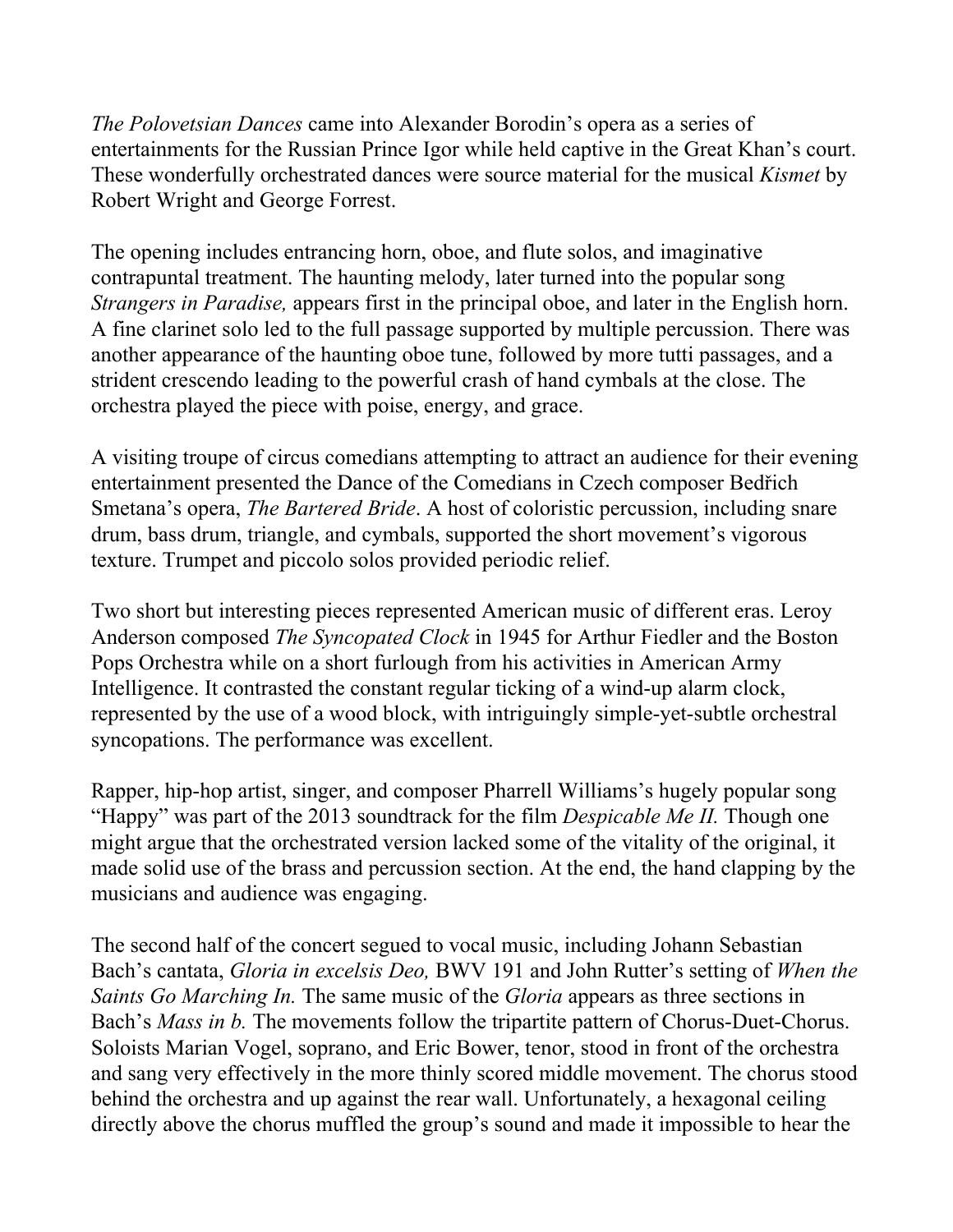*The Polovetsian Dances* came into Alexander Borodin's opera as a series of entertainments for the Russian Prince Igor while held captive in the Great Khan's court. These wonderfully orchestrated dances were source material for the musical *Kismet* by Robert Wright and George Forrest.

The opening includes entrancing horn, oboe, and flute solos, and imaginative contrapuntal treatment. The haunting melody, later turned into the popular song *Strangers in Paradise,* appears first in the principal oboe, and later in the English horn. A fine clarinet solo led to the full passage supported by multiple percussion. There was another appearance of the haunting oboe tune, followed by more tutti passages, and a strident crescendo leading to the powerful crash of hand cymbals at the close. The orchestra played the piece with poise, energy, and grace.

A visiting troupe of circus comedians attempting to attract an audience for their evening entertainment presented the Dance of the Comedians in Czech composer Bedřich Smetana's opera, *The Bartered Bride*. A host of coloristic percussion, including snare drum, bass drum, triangle, and cymbals, supported the short movement's vigorous texture. Trumpet and piccolo solos provided periodic relief.

Two short but interesting pieces represented American music of different eras. Leroy Anderson composed *The Syncopated Clock* in 1945 for Arthur Fiedler and the Boston Pops Orchestra while on a short furlough from his activities in American Army Intelligence. It contrasted the constant regular ticking of a wind-up alarm clock, represented by the use of a wood block, with intriguingly simple-yet-subtle orchestral syncopations. The performance was excellent.

Rapper, hip-hop artist, singer, and composer Pharrell Williams's hugely popular song "Happy" was part of the 2013 soundtrack for the film *Despicable Me II.* Though one might argue that the orchestrated version lacked some of the vitality of the original, it made solid use of the brass and percussion section. At the end, the hand clapping by the musicians and audience was engaging.

The second half of the concert segued to vocal music, including Johann Sebastian Bach's cantata, *Gloria in excelsis Deo,* BWV 191 and John Rutter's setting of *When the Saints Go Marching In.* The same music of the *Gloria* appears as three sections in Bach's *Mass in b.* The movements follow the tripartite pattern of Chorus-Duet-Chorus. Soloists Marian Vogel, soprano, and Eric Bower, tenor, stood in front of the orchestra and sang very effectively in the more thinly scored middle movement. The chorus stood behind the orchestra and up against the rear wall. Unfortunately, a hexagonal ceiling directly above the chorus muffled the group's sound and made it impossible to hear the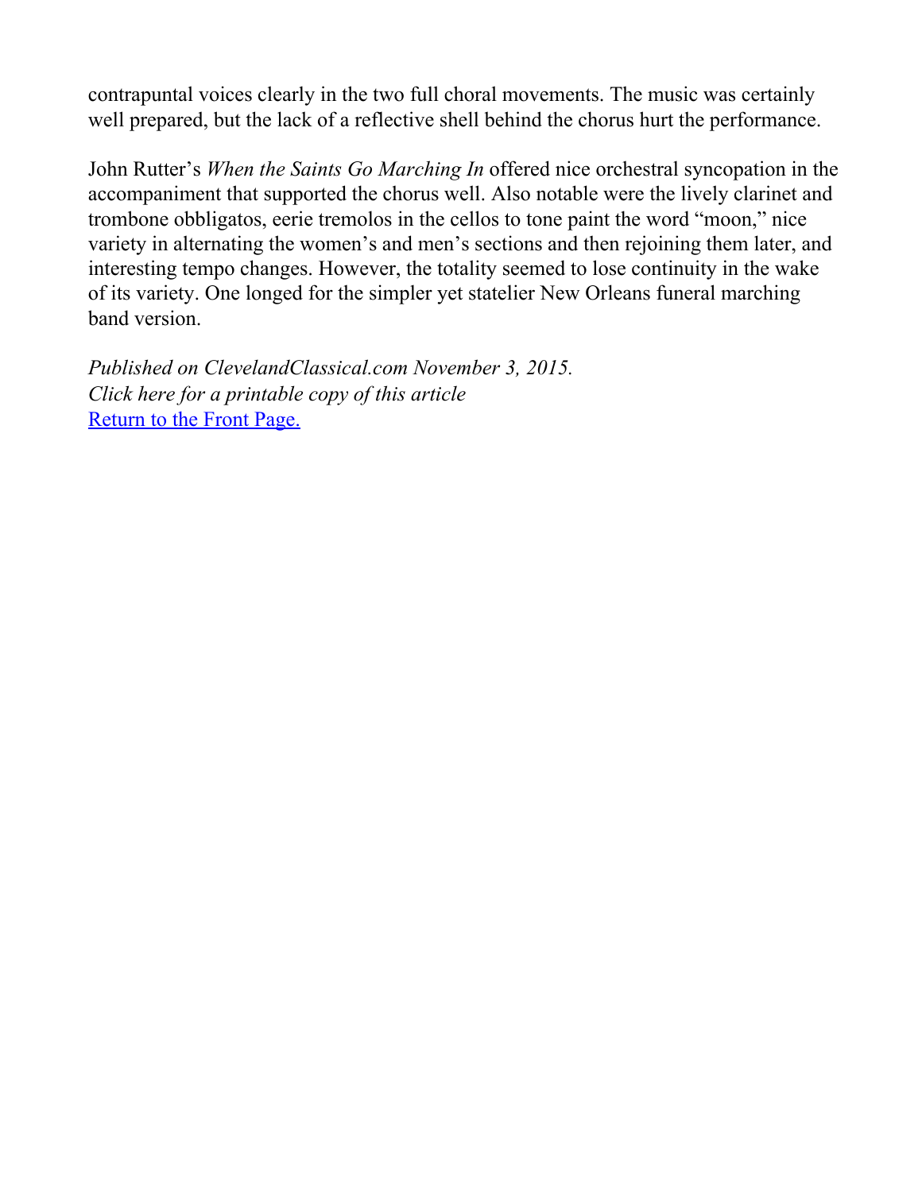contrapuntal voices clearly in the two full choral movements. The music was certainly well prepared, but the lack of a reflective shell behind the chorus hurt the performance.

John Rutter's *When the Saints Go Marching In* offered nice orchestral syncopation in the accompaniment that supported the chorus well. Also notable were the lively clarinet and trombone obbligatos, eerie tremolos in the cellos to tone paint the word "moon," nice variety in alternating the women's and men's sections and then rejoining them later, and interesting tempo changes. However, the totality seemed to lose continuity in the wake of its variety. One longed for the simpler yet statelier New Orleans funeral marching band version.

*Published on ClevelandClassical.com November 3, 2015.*
*Click here for a printable copy of this article*
Return to the Front Page.